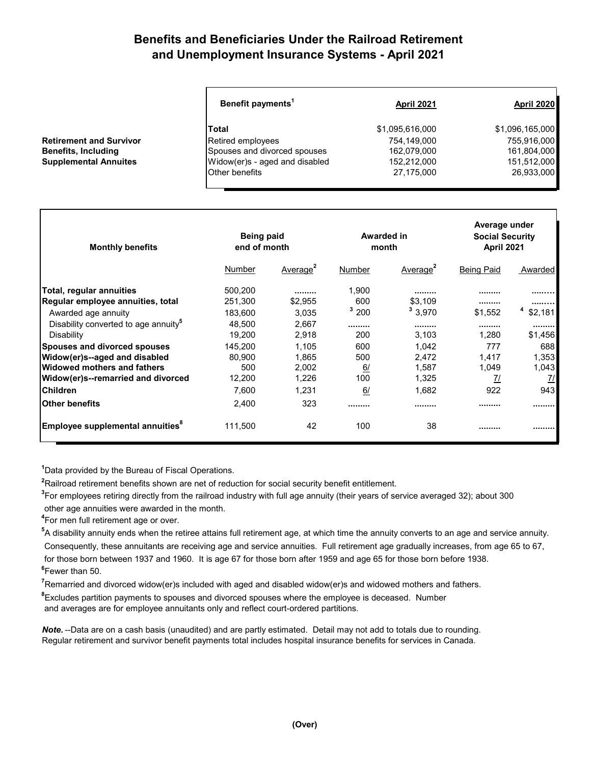# Benefits and Beneficiaries Under the Railroad Retirement and Unemployment Insurance Systems - April 2021

**Retirement and Survivor Benefits, Including Supplemental Annuites**

| Benefit payments[1] | April 2021 | April 2020 |
|---|---|---|
| **Total** | $1,095,616,000 | $1,096,165,000 |
| Retired employees | 754,149,000 | 755,916,000 |
| Spouses and divorced spouses | 162,079,000 | 161,804,000 |
| Widow(er)s - aged and disabled | 152,212,000 | 151,512,000 |
| Other benefits | 27,175,000 | 26,933,000 |

| Monthly benefits | Being paid end of month | | Awarded in month | | Average under Social Security April 2021 | |
|---|---|---|---|---|---|---|
| | Number | Average[2] | Number | Average[2] | Being Paid | Awarded |
| **Total, regular annuities** | 500,200 | ......... | 1,900 | ......... | ......... | ......... |
| **Regular employee annuities, total** | 251,300 | $2,955 | 600 | $3,109 | ......... | ......... |
| Awarded age annuity | 183,600 | 3,035 | [3] 200 | [3] 3,970 | $1,552 | [4] $2,181 |
| Disability converted to age annuity[5] | 48,500 | 2,667 | ......... | ......... | ......... | ......... |
| Disability | 19,200 | 2,918 | 200 | 3,103 | 1,280 | $1,456 |
| **Spouses and divorced spouses** | 145,200 | 1,105 | 600 | 1,042 | 777 | 688 |
| **Widow(er)s--aged and disabled** | 80,900 | 1,865 | 500 | 2,472 | 1,417 | 1,353 |
| **Widowed mothers and fathers** | 500 | 2,002 | 6/ | 1,587 | 1,049 | 1,043 |
| **Widow(er)s--remarried and divorced** | 12,200 | 1,226 | 100 | 1,325 | 7/ | 7/ |
| **Children** | 7,600 | 1,231 | 6/ | 1,682 | 922 | 943 |
| **Other benefits** | 2,400 | 323 | ......... | ......... | ......... | ......... |
| **Employee supplemental annuities[8]** | 111,500 | 42 | 100 | 38 | ......... | ......... |

[1]Data provided by the Bureau of Fiscal Operations.

[2]Railroad retirement benefits shown are net of reduction for social security benefit entitlement.

[3]For employees retiring directly from the railroad industry with full age annuity (their years of service averaged 32); about 300 other age annuities were awarded in the month.

[4]For men full retirement age or over.

[5]A disability annuity ends when the retiree attains full retirement age, at which time the annuity converts to an age and service annuity. Consequently, these annuitants are receiving age and service annuities. Full retirement age gradually increases, from age 65 to 67, for those born between 1937 and 1960. It is age 67 for those born after 1959 and age 65 for those born before 1938.

[6]Fewer than 50.

[7]Remarried and divorced widow(er)s included with aged and disabled widow(er)s and widowed mothers and fathers.

[8]Excludes partition payments to spouses and divorced spouses where the employee is deceased. Number and averages are for employee annuitants only and reflect court-ordered partitions.

***Note.*** --Data are on a cash basis (unaudited) and are partly estimated. Detail may not add to totals due to rounding. Regular retirement and survivor benefit payments total includes hospital insurance benefits for services in Canada.

**(Over)**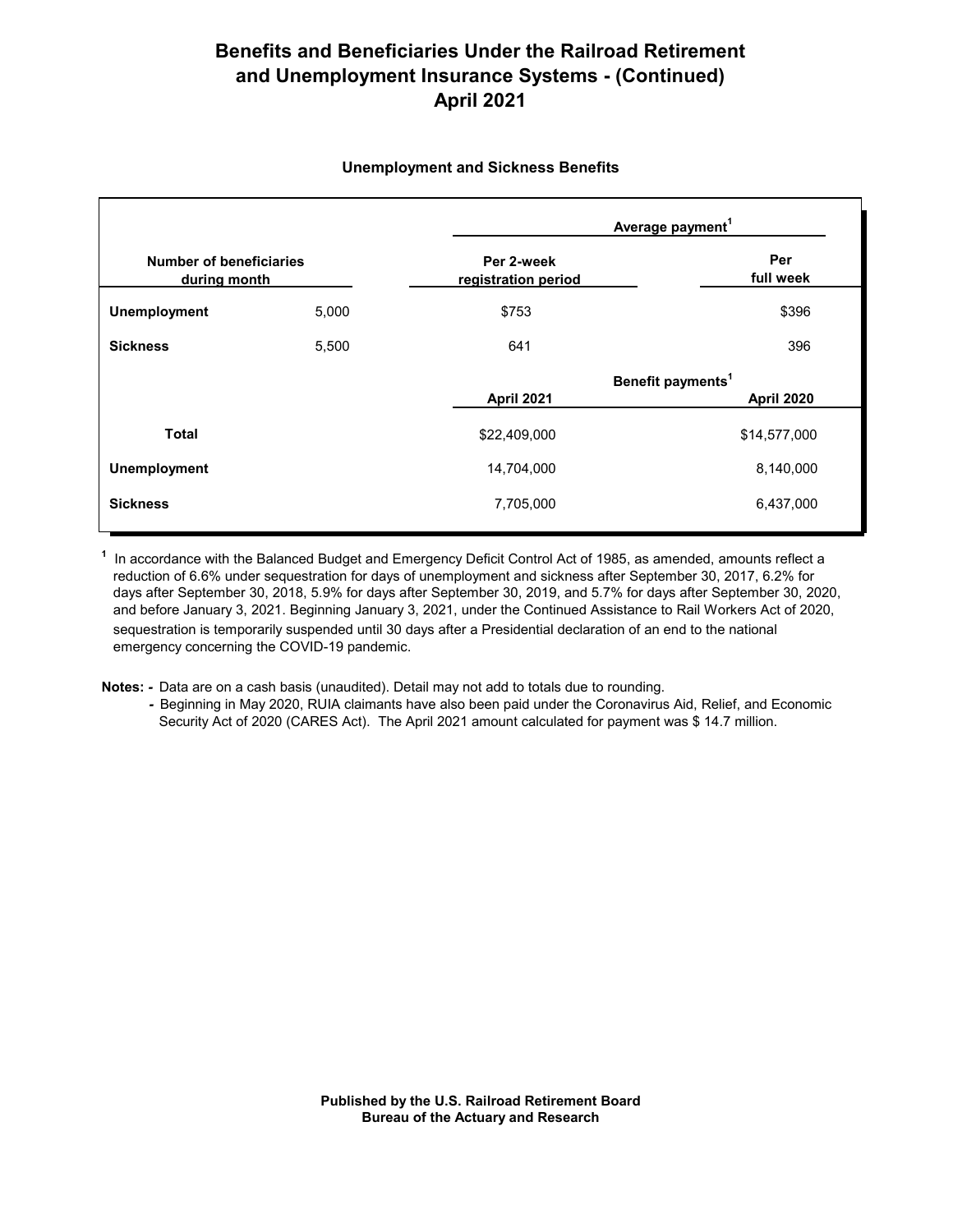# Benefits and Beneficiaries Under the Railroad Retirement and Unemployment Insurance Systems - (Continued)
# April 2021

### Unemployment and Sickness Benefits

| Number of beneficiaries during month | | Average payment[1] Per 2-week registration period | Per full week |
|---|---|---|---|
| **Unemployment** | 5,000 | $753 | $396 |
| **Sickness** | 5,500 | 641 | 396 |
| | | **Benefit payments[1]** | |
| | | **April 2021** | **April 2020** |
| **Total** | | $22,409,000 | $14,577,000 |
| **Unemployment** | | 14,704,000 | 8,140,000 |
| **Sickness** | | 7,705,000 | 6,437,000 |

[1] In accordance with the Balanced Budget and Emergency Deficit Control Act of 1985, as amended, amounts reflect a reduction of 6.6% under sequestration for days of unemployment and sickness after September 30, 2017, 6.2% for days after September 30, 2018, 5.9% for days after September 30, 2019, and 5.7% for days after September 30, 2020, and before January 3, 2021. Beginning January 3, 2021, under the Continued Assistance to Rail Workers Act of 2020, sequestration is temporarily suspended until 30 days after a Presidential declaration of an end to the national emergency concerning the COVID-19 pandemic.

**Notes:**
- Data are on a cash basis (unaudited). Detail may not add to totals due to rounding.
- Beginning in May 2020, RUIA claimants have also been paid under the Coronavirus Aid, Relief, and Economic Security Act of 2020 (CARES Act). The April 2021 amount calculated for payment was $ 14.7 million.

**Published by the U.S. Railroad Retirement Board**
**Bureau of the Actuary and Research**